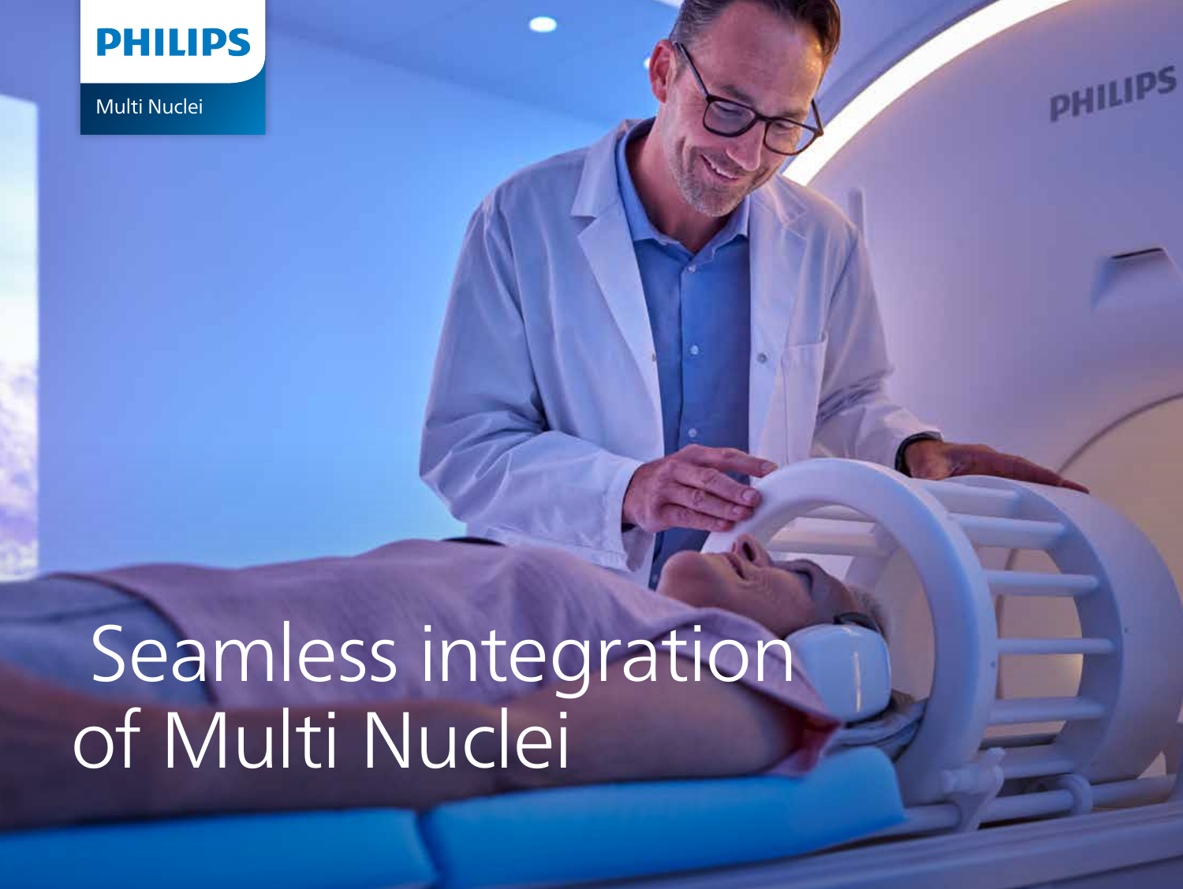PHILIPS

Multi Nuclei

# Seamless integration of Multi Nuclei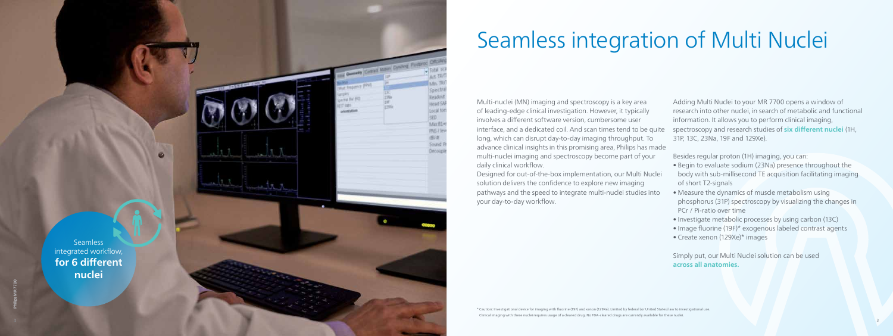# Seamless integration of Multi Nuclei

Seamless integrated workflow, **for 6 different nuclei**

Multi-nuclei (MN) imaging and spectroscopy is a key area of leading-edge clinical investigation. However, it typically involves a different software version, cumbersome user interface, and a dedicated coil. And scan times tend to be quite long, which can disrupt day-to-day imaging throughput. To advance clinical insights in this promising area, Philips has made multi-nuclei imaging and spectroscopy become part of your daily clinical workflow.

Designed for out-of-the-box implementation, our Multi Nuclei solution delivers the confidence to explore new imaging pathways and the speed to integrate multi-nuclei studies into your day-to-day workflow.

Adding Multi Nuclei to your MR 7700 opens a window of research into other nuclei, in search of metabolic and functional information. It allows you to perform clinical imaging, spectroscopy and research studies of **six different nuclei** (1H, 31P, 13C, 23Na, 19F and 129Xe).

Besides regular proton (1H) imaging, you can:

- Begin to evaluate sodium (23Na) presence throughout the body with sub-millisecond TE acquisition facilitating imaging of short T2-signals
- Measure the dynamics of muscle metabolism using phosphorus (31P) spectroscopy by visualizing the changes in PCr / Pi-ratio over time
- Investigate metabolic processes by using carbon (13C)
- Image fluorine (19F)* exogenous labeled contrast agents
- Create xenon (129Xe)* images

Simply put, our Multi Nuclei solution can be used **across all anatomies.**

* Caution: Investigational device for imaging with fluorine (19F) and xenon (129Xe). Limited by federal (or United States) law to investigational use. Clinical imaging with these nuclei requires usage of a cleared drug. No FDA-cleared drugs are currently available for these nuclei.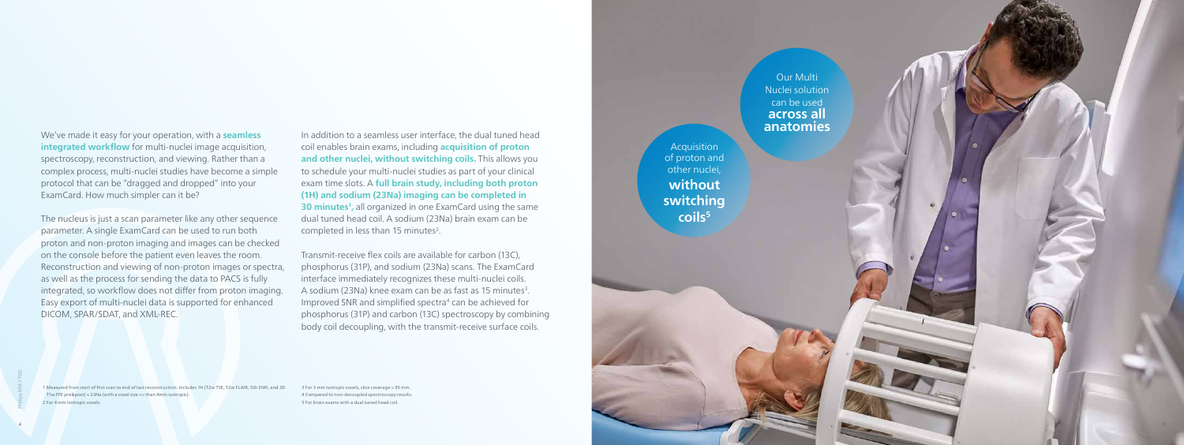We've made it easy for your operation, with a **seamless integrated workflow** for multi-nuclei image acquisition, spectroscopy, reconstruction, and viewing. Rather than a complex process, multi-nuclei studies have become a simple protocol that can be "dragged and dropped" into your ExamCard. How much simpler can it be?

The nucleus is just a scan parameter like any other sequence parameter. A single ExamCard can be used to run both proton and non-proton imaging and images can be checked on the console before the patient even leaves the room. Reconstruction and viewing of non-proton images or spectra, as well as the process for sending the data to PACS is fully integrated, so workflow does not differ from proton imaging. Easy export of multi-nuclei data is supported for enhanced DICOM, SPAR/SDAT, and XML-REC.

In addition to a seamless user interface, the dual tuned head coil enables brain exams, including **acquisition of proton and other nuclei, without switching coils.** This allows you to schedule your multi-nuclei studies as part of your clinical exam time slots. A **full brain study, including both proton (1H) and sodium (23Na) imaging can be completed in 30 minutes**[1], all organized in one ExamCard using the same dual tuned head coil. A sodium (23Na) brain exam can be completed in less than 15 minutes[2].

Transmit-receive flex coils are available for carbon (13C), phosphorus (31P), and sodium (23Na) scans. The ExamCard interface immediately recognizes these multi-nuclei coils. A sodium (23Na) knee exam can be as fast as 15 minutes[3]. Improved SNR and simplified spectra[4] can be achieved for phosphorus (31P) and carbon (13C) spectroscopy by combining body coil decoupling, with the transmit-receive surface coils.

Our Multi Nuclei solution can be used **across all anatomies**

Acquisition of proton and other nuclei, **without switching coils**[5]

1 Measured from start of first scan to end of last reconstruction. Includes 1H (T2w TSE, T2w FLAIR, SSh DWI, and 3D T1w FFE pre&post) + 23Na (with a voxel size <= than 4mm isotropic).
2 For 4 mm isotropic voxels.
3 For 3 mm isotropic voxels, slice coverage > 95 mm.
4 Compared to non-decoupled spectroscopy results.
5 For brain exams with a dual tuned head coil.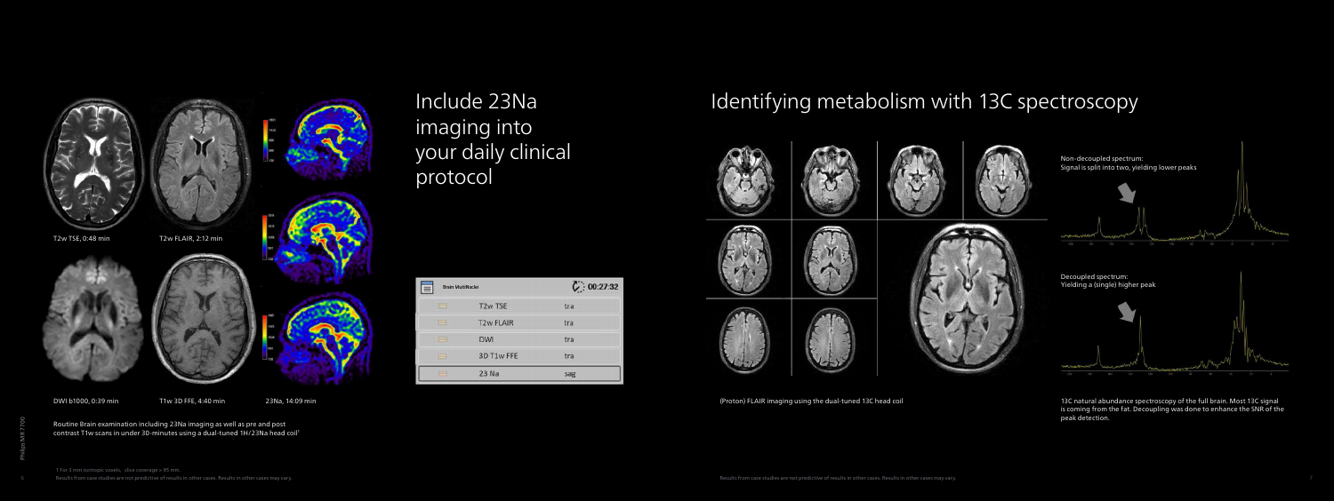# Include 23Na imaging into your daily clinical protocol

T2w TSE, 0:48 min

T2w FLAIR, 2:12 min

DWI b1000, 0:39 min

T1w 3D FFE, 4:40 min

23Na, 14:09 min

| Brain MultiNuclei | | 00:27:32 |
|---|---|---|
| | T2w TSE | tra |
| | T2w FLAIR | tra |
| | DWI | tra |
| | 3D T1w FFE | tra |
| | 23 Na | sag |

Routine Brain examination including 23Na imaging as well as pre and post contrast T1w scans in under 30-minutes using a dual-tuned 1H/23Na head coil[1]

[1] For 3 mm isotropic voxels, slice coverage > 95 mm

Results from case studies are not predictive of results in other cases. Results in other cases may vary.

# Identifying metabolism with 13C spectroscopy

Non-decoupled spectrum: Signal is split into two, yielding lower peaks

Decoupled spectrum: Yielding a (single) higher peak

(Proton) FLAIR imaging using the dual-tuned 13C head coil

13C natural abundance spectroscopy of the full brain. Most 13C signal is coming from the fat. Decoupling was done to enhance the SNR of the peak detection.

Results from case studies are not predictive of results in other cases. Results in other cases may vary.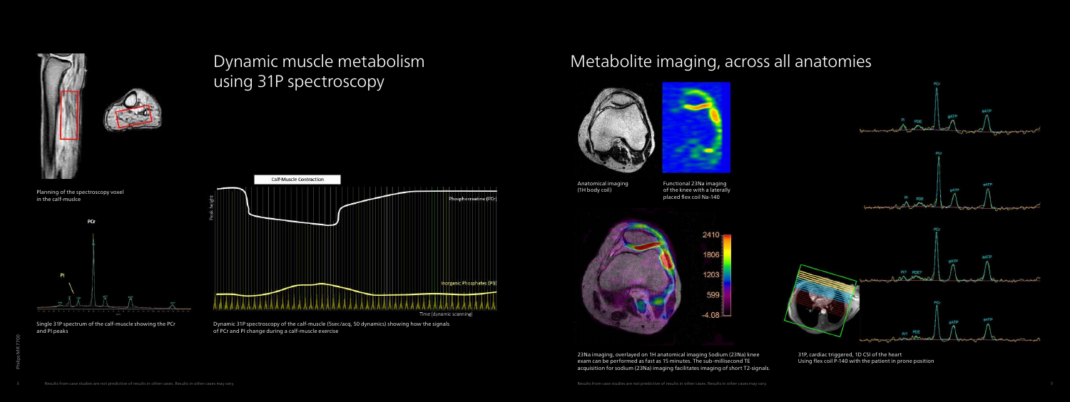# Dynamic muscle metabolism using 31P spectroscopy

Planning of the spectroscopy voxel in the calf-muslce

Single 31P spectrum of the calf-muscle showing the PCr and PI peaks

Dynamic 31P spectroscopy of the calf-muscle (5sec/acq, 50 dynamics) showing how the signals of PCr and PI change during a calf-muscle exercise

# Metabolite imaging, across all anatomies

Anatomical imaging (1H body coil)

Functional 23Na imaging of the knee with a laterally placed flex coil Na-140

23Na imaging, overlayed on 1H anatomical imaging Sodium (23Na) knee exam can be performed as fast as 15 minutes. The sub-millisecond TE acquisition for sodium (23Na) imaging facilitates imaging of short T2-signals.

31P, cardiac triggered, 1D CSI of the heart Using flex coil P-140 with the patient in prone position

Results from case studies are not predictive of results in other cases. Results in other cases may vary.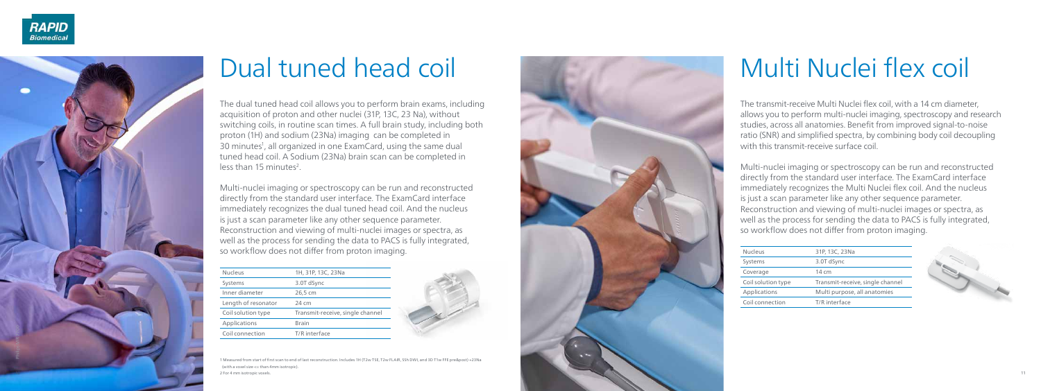# Dual tuned head coil

The dual tuned head coil allows you to perform brain exams, including acquisition of proton and other nuclei (31P, 13C, 23 Na), without switching coils, in routine scan times. A full brain study, including both proton (1H) and sodium (23Na) imaging can be completed in 30 minutes[1], all organized in one ExamCard, using the same dual tuned head coil. A Sodium (23Na) brain scan can be completed in less than 15 minutes[2].

Multi-nuclei imaging or spectroscopy can be run and reconstructed directly from the standard user interface. The ExamCard interface immediately recognizes the dual tuned head coil. And the nucleus is just a scan parameter like any other sequence parameter. Reconstruction and viewing of multi-nuclei images or spectra, as well as the process for sending the data to PACS is fully integrated, so workflow does not differ from proton imaging.

| Nucleus | 1H, 31P, 13C, 23Na |
|---|---|
| Systems | 3.0T dSync |
| Inner diameter | 26,5 cm |
| Length of resonator | 24 cm |
| Coil solution type | Transmit-receive, single channel |
| Applications | Brain |
| Coil connection | T/R interface |

1 Measured from start of first scan to end of last reconstruction. Includes 1H (T2w TSE, T2w FLAIR, SSh DWI, and 3D T1w FFE pre&post) +23Na (with a voxel size <= than 4mm isotropic).
2 For 4 mm isotropic voxels.

# Multi Nuclei flex coil

The transmit-receive Multi Nuclei flex coil, with a 14 cm diameter, allows you to perform multi-nuclei imaging, spectroscopy and research studies, across all anatomies. Benefit from improved signal-to-noise ratio (SNR) and simplified spectra, by combining body coil decoupling with this transmit-receive surface coil.

Multi-nuclei imaging or spectroscopy can be run and reconstructed directly from the standard user interface. The ExamCard interface immediately recognizes the Multi Nuclei flex coil. And the nucleus is just a scan parameter like any other sequence parameter. Reconstruction and viewing of multi-nuclei images or spectra, as well as the process for sending the data to PACS is fully integrated, so workflow does not differ from proton imaging.

| Nucleus | 31P, 13C, 23Na |
|---|---|
| Systems | 3.0T dSync |
| Coverage | 14 cm |
| Coil solution type | Transmit-receive, single channel |
| Applications | Multi purpose, all anatomies |
| Coil connection | T/R interface |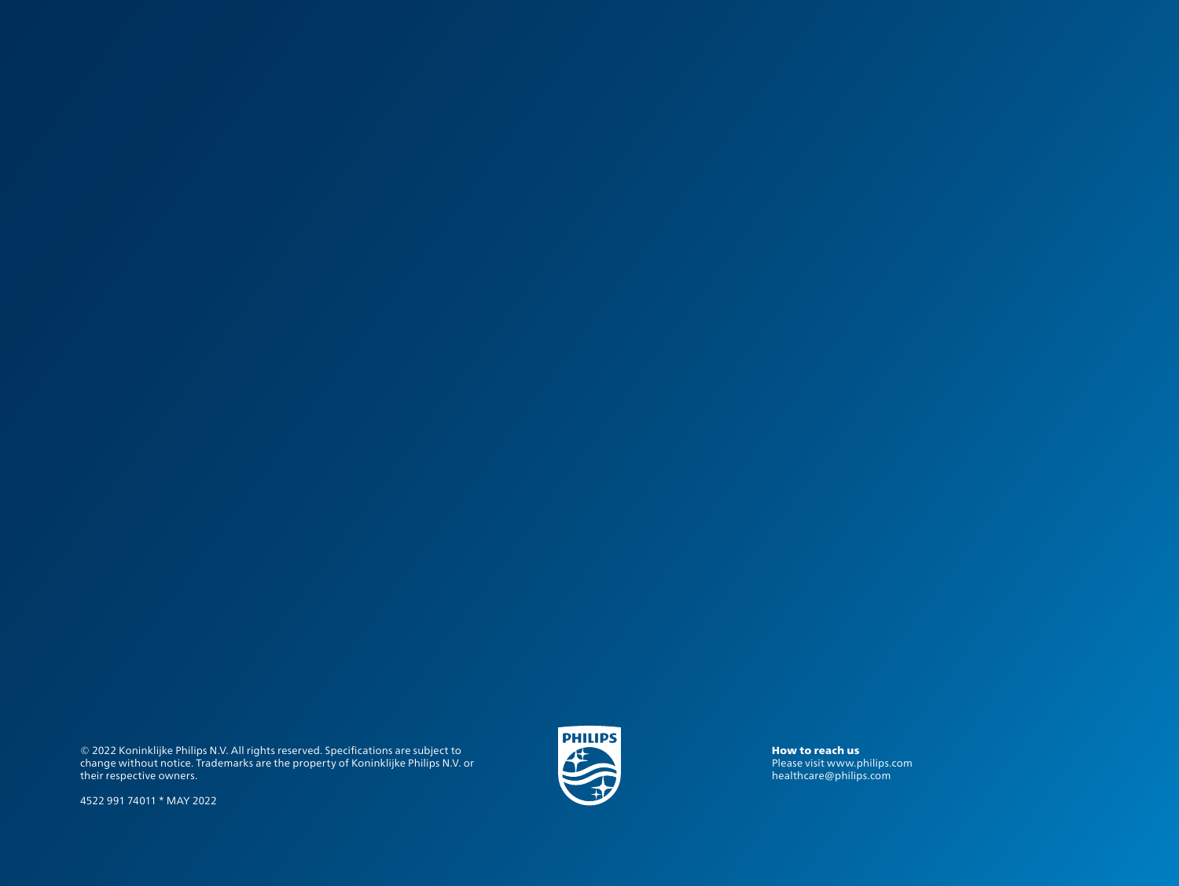© 2022 Koninklijke Philips N.V. All rights reserved. Specifications are subject to change without notice. Trademarks are the property of Koninklijke Philips N.V. or their respective owners.

4522 991 74011 * MAY 2022

PHILIPS

**How to reach us**
Please visit www.philips.com
healthcare@philips.com